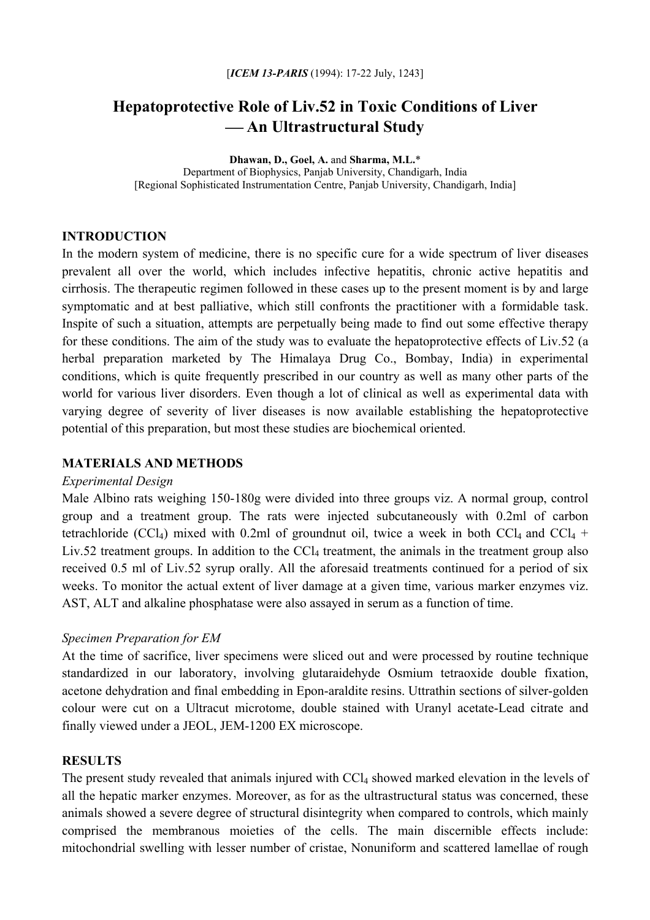[*ICEM 13-PARIS* (1994): 17-22 July, 1243]

# Hepatoprotective Role of Liv.52 in Toxic Conditions of Liver — An Ultrastructural Study

**Dhawan, D., Goel, A.** and **Sharma, M.L.***
Department of Biophysics, Panjab University, Chandigarh, India
[Regional Sophisticated Instrumentation Centre, Panjab University, Chandigarh, India]

## INTRODUCTION

In the modern system of medicine, there is no specific cure for a wide spectrum of liver diseases prevalent all over the world, which includes infective hepatitis, chronic active hepatitis and cirrhosis. The therapeutic regimen followed in these cases up to the present moment is by and large symptomatic and at best palliative, which still confronts the practitioner with a formidable task. Inspite of such a situation, attempts are perpetually being made to find out some effective therapy for these conditions. The aim of the study was to evaluate the hepatoprotective effects of Liv.52 (a herbal preparation marketed by The Himalaya Drug Co., Bombay, India) in experimental conditions, which is quite frequently prescribed in our country as well as many other parts of the world for various liver disorders. Even though a lot of clinical as well as experimental data with varying degree of severity of liver diseases is now available establishing the hepatoprotective potential of this preparation, but most these studies are biochemical oriented.

## MATERIALS AND METHODS

*Experimental Design*

Male Albino rats weighing 150-180g were divided into three groups viz. A normal group, control group and a treatment group. The rats were injected subcutaneously with 0.2ml of carbon tetrachloride ($CCl_4$) mixed with 0.2ml of groundnut oil, twice a week in both $CCl_4$ and $CCl_4$ + Liv.52 treatment groups. In addition to the $CCl_4$ treatment, the animals in the treatment group also received 0.5 ml of Liv.52 syrup orally. All the aforesaid treatments continued for a period of six weeks. To monitor the actual extent of liver damage at a given time, various marker enzymes viz. AST, ALT and alkaline phosphatase were also assayed in serum as a function of time.

*Specimen Preparation for EM*

At the time of sacrifice, liver specimens were sliced out and were processed by routine technique standardized in our laboratory, involving glutaraidehyde Osmium tetraoxide double fixation, acetone dehydration and final embedding in Epon-araldite resins. Uttrathin sections of silver-golden colour were cut on a Ultracut microtome, double stained with Uranyl acetate-Lead citrate and finally viewed under a JEOL, JEM-1200 EX microscope.

## RESULTS

The present study revealed that animals injured with $CCl_4$ showed marked elevation in the levels of all the hepatic marker enzymes. Moreover, as for as the ultrastructural status was concerned, these animals showed a severe degree of structural disintegrity when compared to controls, which mainly comprised the membranous moieties of the cells. The main discernible effects include: mitochondrial swelling with lesser number of cristae, Nonuniform and scattered lamellae of rough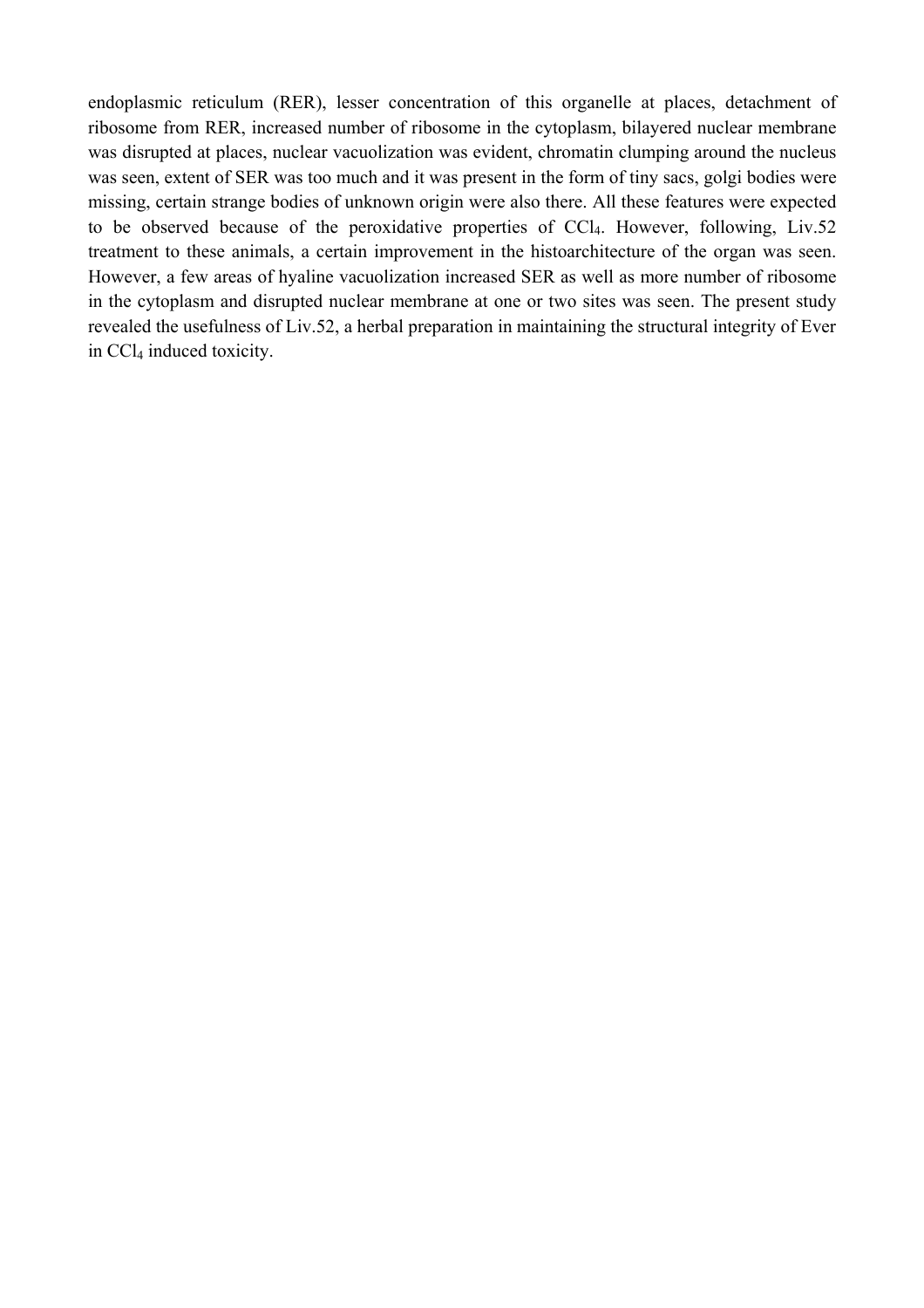endoplasmic reticulum (RER), lesser concentration of this organelle at places, detachment of ribosome from RER, increased number of ribosome in the cytoplasm, bilayered nuclear membrane was disrupted at places, nuclear vacuolization was evident, chromatin clumping around the nucleus was seen, extent of SER was too much and it was present in the form of tiny sacs, golgi bodies were missing, certain strange bodies of unknown origin were also there. All these features were expected to be observed because of the peroxidative properties of $CCl_4$. However, following, Liv.52 treatment to these animals, a certain improvement in the histoarchitecture of the organ was seen. However, a few areas of hyaline vacuolization increased SER as well as more number of ribosome in the cytoplasm and disrupted nuclear membrane at one or two sites was seen. The present study revealed the usefulness of Liv.52, a herbal preparation in maintaining the structural integrity of Ever in $CCl_4$ induced toxicity.